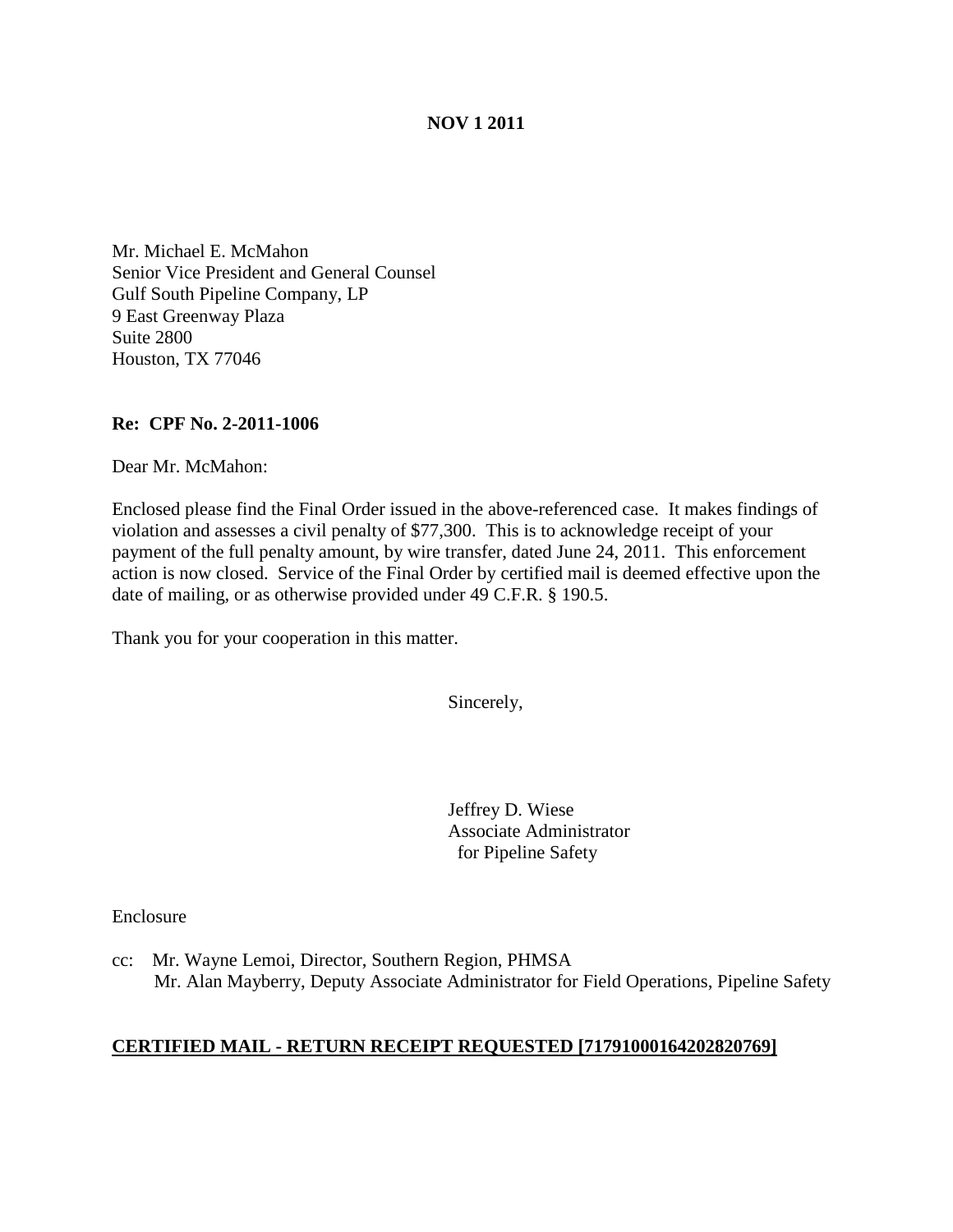**NOV 1 2011**

Mr. Michael E. McMahon
Senior Vice President and General Counsel
Gulf South Pipeline Company, LP
9 East Greenway Plaza
Suite 2800
Houston, TX 77046

**Re: CPF No. 2-2011-1006**

Dear Mr. McMahon:

Enclosed please find the Final Order issued in the above-referenced case. It makes findings of violation and assesses a civil penalty of $77,300. This is to acknowledge receipt of your payment of the full penalty amount, by wire transfer, dated June 24, 2011. This enforcement action is now closed. Service of the Final Order by certified mail is deemed effective upon the date of mailing, or as otherwise provided under 49 C.F.R. § 190.5.

Thank you for your cooperation in this matter.

Sincerely,

Jeffrey D. Wiese
Associate Administrator
for Pipeline Safety

Enclosure

cc: Mr. Wayne Lemoi, Director, Southern Region, PHMSA
Mr. Alan Mayberry, Deputy Associate Administrator for Field Operations, Pipeline Safety

**CERTIFIED MAIL - RETURN RECEIPT REQUESTED [71791000164202820769]**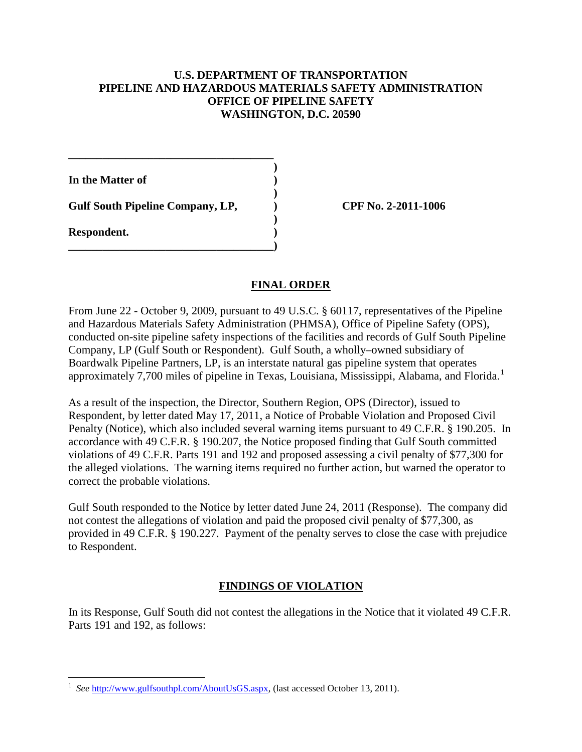**U.S. DEPARTMENT OF TRANSPORTATION**
**PIPELINE AND HAZARDOUS MATERIALS SAFETY ADMINISTRATION**
**OFFICE OF PIPELINE SAFETY**
**WASHINGTON, D.C. 20590**

| | | |
|---|---|---|
| **In the Matter of** | ) | |
| | ) | |
| **Gulf South Pipeline Company, LP,** | ) | **CPF No. 2-2011-1006** |
| | ) | |
| **Respondent.** | ) | |

## FINAL ORDER

From June 22 - October 9, 2009, pursuant to 49 U.S.C. § 60117, representatives of the Pipeline and Hazardous Materials Safety Administration (PHMSA), Office of Pipeline Safety (OPS), conducted on-site pipeline safety inspections of the facilities and records of Gulf South Pipeline Company, LP (Gulf South or Respondent). Gulf South, a wholly–owned subsidiary of Boardwalk Pipeline Partners, LP, is an interstate natural gas pipeline system that operates approximately 7,700 miles of pipeline in Texas, Louisiana, Mississippi, Alabama, and Florida.[1]

As a result of the inspection, the Director, Southern Region, OPS (Director), issued to Respondent, by letter dated May 17, 2011, a Notice of Probable Violation and Proposed Civil Penalty (Notice), which also included several warning items pursuant to 49 C.F.R. § 190.205. In accordance with 49 C.F.R. § 190.207, the Notice proposed finding that Gulf South committed violations of 49 C.F.R. Parts 191 and 192 and proposed assessing a civil penalty of $77,300 for the alleged violations. The warning items required no further action, but warned the operator to correct the probable violations.

Gulf South responded to the Notice by letter dated June 24, 2011 (Response). The company did not contest the allegations of violation and paid the proposed civil penalty of $77,300, as provided in 49 C.F.R. § 190.227. Payment of the penalty serves to close the case with prejudice to Respondent.

## FINDINGS OF VIOLATION

In its Response, Gulf South did not contest the allegations in the Notice that it violated 49 C.F.R. Parts 191 and 192, as follows:

[1] *See* http://www.gulfsouthpl.com/AboutUsGS.aspx, (last accessed October 13, 2011).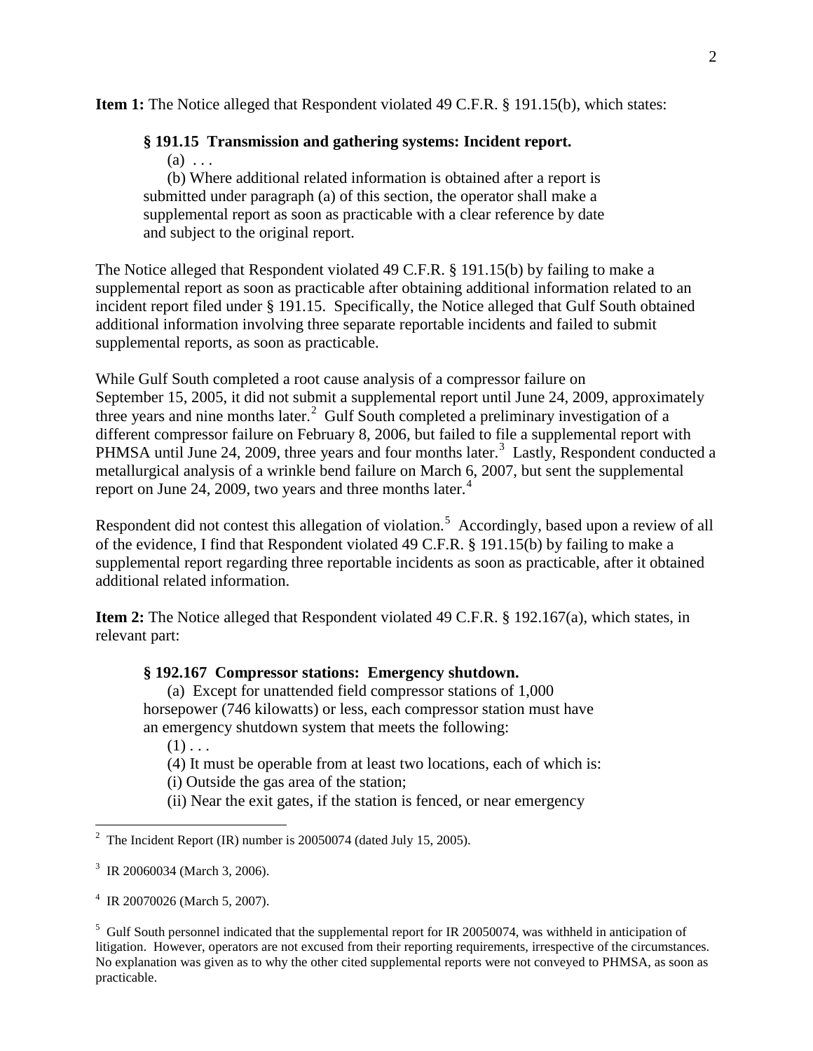**Item 1:** The Notice alleged that Respondent violated 49 C.F.R. § 191.15(b), which states:

> **§ 191.15 Transmission and gathering systems: Incident report.**
>
> (a) . . .
>
> (b) Where additional related information is obtained after a report is submitted under paragraph (a) of this section, the operator shall make a supplemental report as soon as practicable with a clear reference by date and subject to the original report.

The Notice alleged that Respondent violated 49 C.F.R. § 191.15(b) by failing to make a supplemental report as soon as practicable after obtaining additional information related to an incident report filed under § 191.15. Specifically, the Notice alleged that Gulf South obtained additional information involving three separate reportable incidents and failed to submit supplemental reports, as soon as practicable.

While Gulf South completed a root cause analysis of a compressor failure on September 15, 2005, it did not submit a supplemental report until June 24, 2009, approximately three years and nine months later.[2] Gulf South completed a preliminary investigation of a different compressor failure on February 8, 2006, but failed to file a supplemental report with PHMSA until June 24, 2009, three years and four months later.[3] Lastly, Respondent conducted a metallurgical analysis of a wrinkle bend failure on March 6, 2007, but sent the supplemental report on June 24, 2009, two years and three months later.[4]

Respondent did not contest this allegation of violation.[5] Accordingly, based upon a review of all of the evidence, I find that Respondent violated 49 C.F.R. § 191.15(b) by failing to make a supplemental report regarding three reportable incidents as soon as practicable, after it obtained additional related information.

**Item 2:** The Notice alleged that Respondent violated 49 C.F.R. § 192.167(a), which states, in relevant part:

> **§ 192.167 Compressor stations: Emergency shutdown.**
>
> (a) Except for unattended field compressor stations of 1,000 horsepower (746 kilowatts) or less, each compressor station must have an emergency shutdown system that meets the following:
>
> (1) . . .
>
> (4) It must be operable from at least two locations, each of which is:
>
> (i) Outside the gas area of the station;
>
> (ii) Near the exit gates, if the station is fenced, or near emergency

---

[2] The Incident Report (IR) number is 20050074 (dated July 15, 2005).

[3] IR 20060034 (March 3, 2006).

[4] IR 20070026 (March 5, 2007).

[5] Gulf South personnel indicated that the supplemental report for IR 20050074, was withheld in anticipation of litigation. However, operators are not excused from their reporting requirements, irrespective of the circumstances. No explanation was given as to why the other cited supplemental reports were not conveyed to PHMSA, as soon as practicable.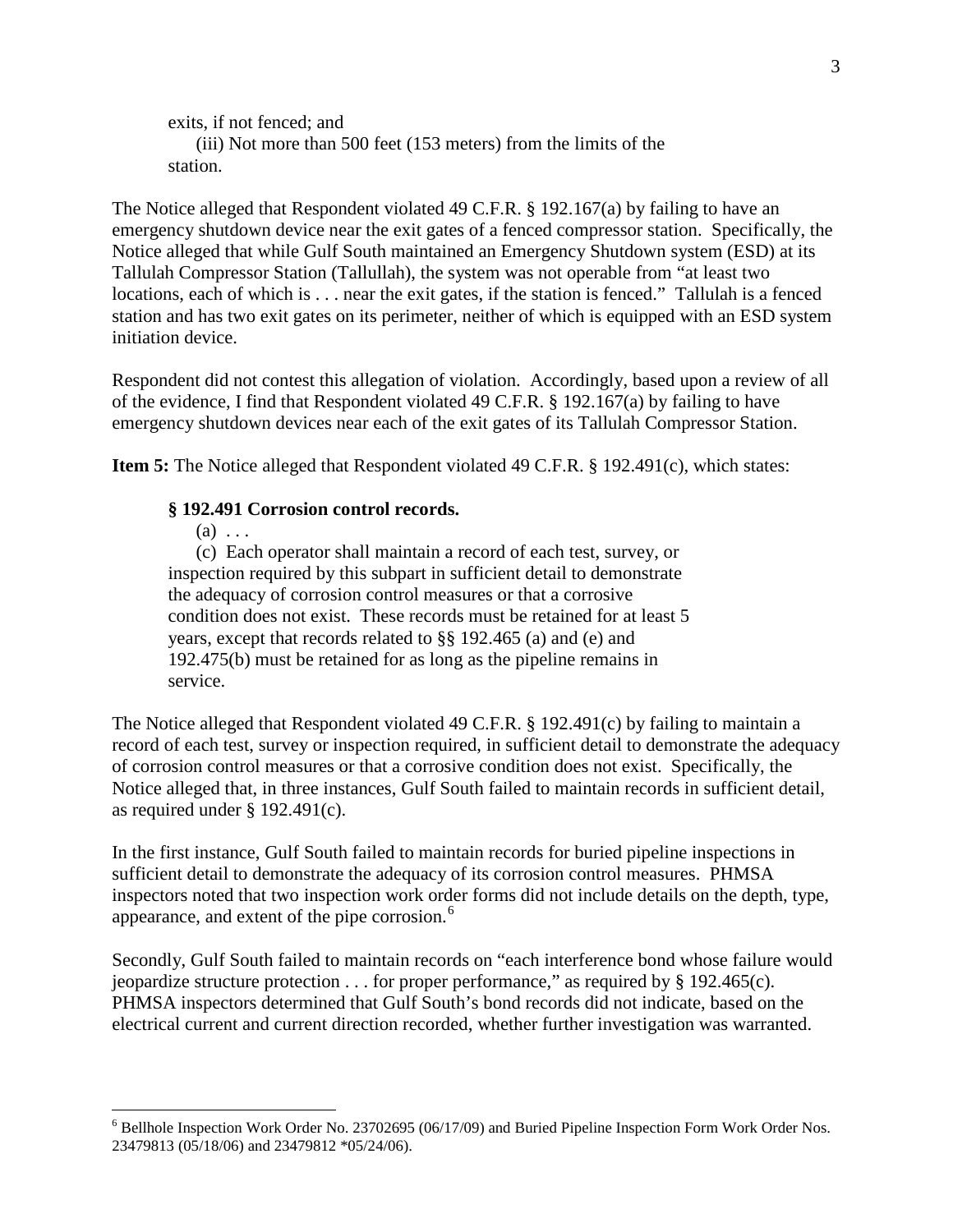exits, if not fenced; and

(iii) Not more than 500 feet (153 meters) from the limits of the station.

The Notice alleged that Respondent violated 49 C.F.R. § 192.167(a) by failing to have an emergency shutdown device near the exit gates of a fenced compressor station. Specifically, the Notice alleged that while Gulf South maintained an Emergency Shutdown system (ESD) at its Tallulah Compressor Station (Tallullah), the system was not operable from "at least two locations, each of which is . . . near the exit gates, if the station is fenced." Tallulah is a fenced station and has two exit gates on its perimeter, neither of which is equipped with an ESD system initiation device.

Respondent did not contest this allegation of violation. Accordingly, based upon a review of all of the evidence, I find that Respondent violated 49 C.F.R. § 192.167(a) by failing to have emergency shutdown devices near each of the exit gates of its Tallulah Compressor Station.

**Item 5:** The Notice alleged that Respondent violated 49 C.F.R. § 192.491(c), which states:

> **§ 192.491 Corrosion control records.**
>
> (a) . . .
>
> (c) Each operator shall maintain a record of each test, survey, or inspection required by this subpart in sufficient detail to demonstrate the adequacy of corrosion control measures or that a corrosive condition does not exist. These records must be retained for at least 5 years, except that records related to §§ 192.465 (a) and (e) and 192.475(b) must be retained for as long as the pipeline remains in service.

The Notice alleged that Respondent violated 49 C.F.R. § 192.491(c) by failing to maintain a record of each test, survey or inspection required, in sufficient detail to demonstrate the adequacy of corrosion control measures or that a corrosive condition does not exist. Specifically, the Notice alleged that, in three instances, Gulf South failed to maintain records in sufficient detail, as required under § 192.491(c).

In the first instance, Gulf South failed to maintain records for buried pipeline inspections in sufficient detail to demonstrate the adequacy of its corrosion control measures. PHMSA inspectors noted that two inspection work order forms did not include details on the depth, type, appearance, and extent of the pipe corrosion.[6]

Secondly, Gulf South failed to maintain records on "each interference bond whose failure would jeopardize structure protection . . . for proper performance," as required by § 192.465(c). PHMSA inspectors determined that Gulf South's bond records did not indicate, based on the electrical current and current direction recorded, whether further investigation was warranted.

---

[6] Bellhole Inspection Work Order No. 23702695 (06/17/09) and Buried Pipeline Inspection Form Work Order Nos. 23479813 (05/18/06) and 23479812 *05/24/06).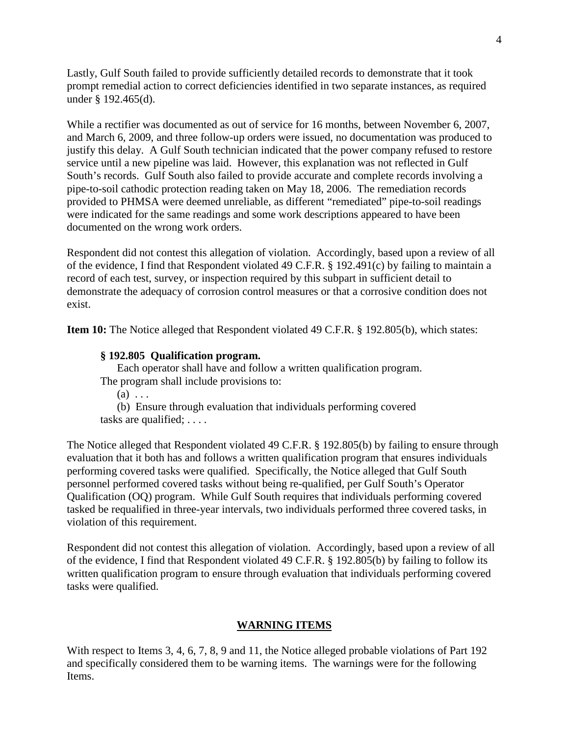Lastly, Gulf South failed to provide sufficiently detailed records to demonstrate that it took prompt remedial action to correct deficiencies identified in two separate instances, as required under § 192.465(d).

While a rectifier was documented as out of service for 16 months, between November 6, 2007, and March 6, 2009, and three follow-up orders were issued, no documentation was produced to justify this delay. A Gulf South technician indicated that the power company refused to restore service until a new pipeline was laid. However, this explanation was not reflected in Gulf South's records. Gulf South also failed to provide accurate and complete records involving a pipe-to-soil cathodic protection reading taken on May 18, 2006. The remediation records provided to PHMSA were deemed unreliable, as different "remediated" pipe-to-soil readings were indicated for the same readings and some work descriptions appeared to have been documented on the wrong work orders.

Respondent did not contest this allegation of violation. Accordingly, based upon a review of all of the evidence, I find that Respondent violated 49 C.F.R. § 192.491(c) by failing to maintain a record of each test, survey, or inspection required by this subpart in sufficient detail to demonstrate the adequacy of corrosion control measures or that a corrosive condition does not exist.

**Item 10:** The Notice alleged that Respondent violated 49 C.F.R. § 192.805(b), which states:

> **§ 192.805 Qualification program.**
>
> Each operator shall have and follow a written qualification program. The program shall include provisions to:
>
> (a) . . .
>
> (b) Ensure through evaluation that individuals performing covered tasks are qualified; . . . .

The Notice alleged that Respondent violated 49 C.F.R. § 192.805(b) by failing to ensure through evaluation that it both has and follows a written qualification program that ensures individuals performing covered tasks were qualified. Specifically, the Notice alleged that Gulf South personnel performed covered tasks without being re-qualified, per Gulf South's Operator Qualification (OQ) program. While Gulf South requires that individuals performing covered tasked be requalified in three-year intervals, two individuals performed three covered tasks, in violation of this requirement.

Respondent did not contest this allegation of violation. Accordingly, based upon a review of all of the evidence, I find that Respondent violated 49 C.F.R. § 192.805(b) by failing to follow its written qualification program to ensure through evaluation that individuals performing covered tasks were qualified.

## WARNING ITEMS

With respect to Items 3, 4, 6, 7, 8, 9 and 11, the Notice alleged probable violations of Part 192 and specifically considered them to be warning items. The warnings were for the following Items.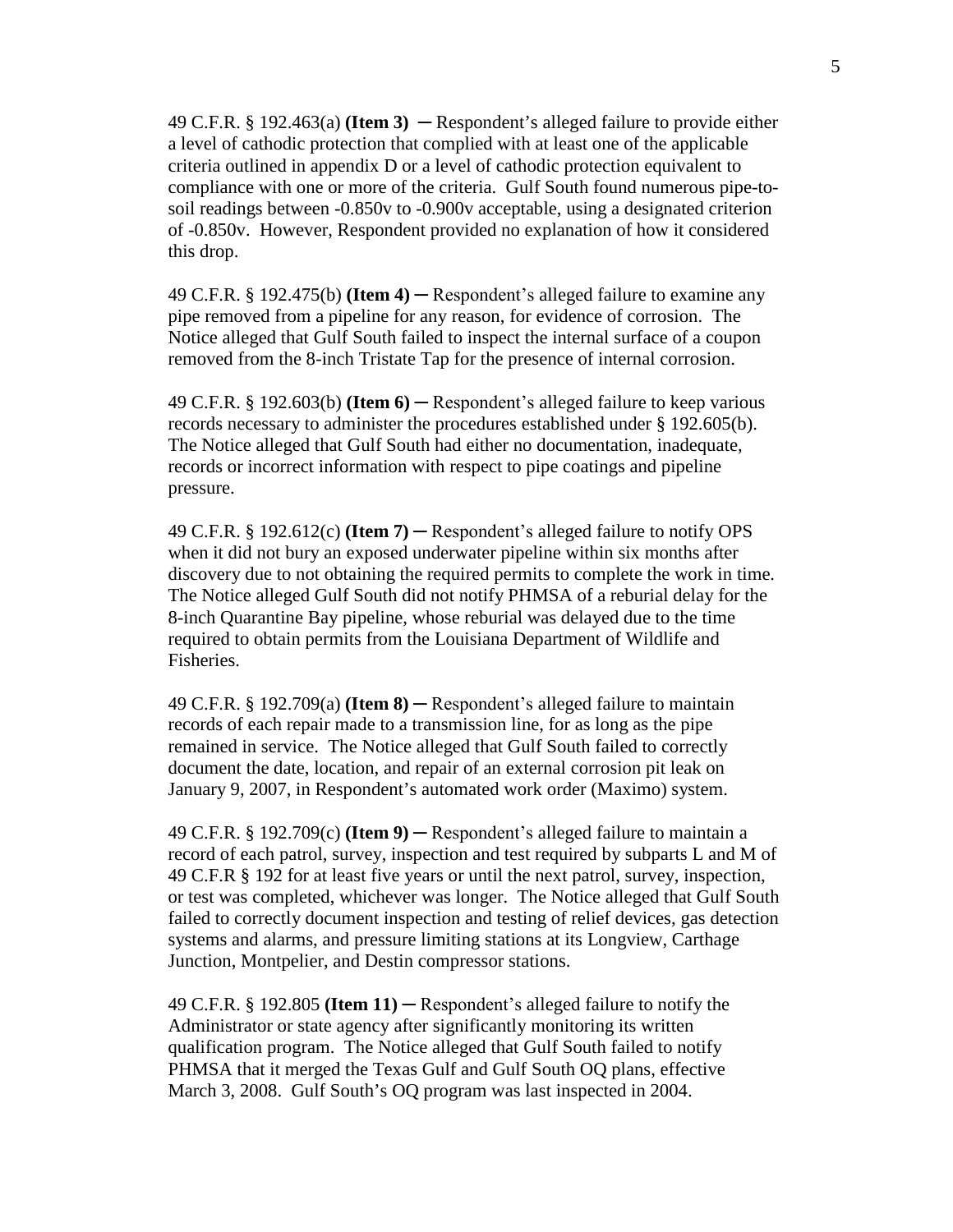49 C.F.R. § 192.463(a) **(Item 3)** ─ Respondent's alleged failure to provide either a level of cathodic protection that complied with at least one of the applicable criteria outlined in appendix D or a level of cathodic protection equivalent to compliance with one or more of the criteria. Gulf South found numerous pipe-to-soil readings between -0.850v to -0.900v acceptable, using a designated criterion of -0.850v. However, Respondent provided no explanation of how it considered this drop.

49 C.F.R. § 192.475(b) **(Item 4)** ─ Respondent's alleged failure to examine any pipe removed from a pipeline for any reason, for evidence of corrosion. The Notice alleged that Gulf South failed to inspect the internal surface of a coupon removed from the 8-inch Tristate Tap for the presence of internal corrosion.

49 C.F.R. § 192.603(b) **(Item 6)** ─ Respondent's alleged failure to keep various records necessary to administer the procedures established under § 192.605(b). The Notice alleged that Gulf South had either no documentation, inadequate, records or incorrect information with respect to pipe coatings and pipeline pressure.

49 C.F.R. § 192.612(c) **(Item 7)** ─ Respondent's alleged failure to notify OPS when it did not bury an exposed underwater pipeline within six months after discovery due to not obtaining the required permits to complete the work in time. The Notice alleged Gulf South did not notify PHMSA of a reburial delay for the 8-inch Quarantine Bay pipeline, whose reburial was delayed due to the time required to obtain permits from the Louisiana Department of Wildlife and Fisheries.

49 C.F.R. § 192.709(a) **(Item 8)** ─ Respondent's alleged failure to maintain records of each repair made to a transmission line, for as long as the pipe remained in service. The Notice alleged that Gulf South failed to correctly document the date, location, and repair of an external corrosion pit leak on January 9, 2007, in Respondent's automated work order (Maximo) system.

49 C.F.R. § 192.709(c) **(Item 9)** ─ Respondent's alleged failure to maintain a record of each patrol, survey, inspection and test required by subparts L and M of 49 C.F.R § 192 for at least five years or until the next patrol, survey, inspection, or test was completed, whichever was longer. The Notice alleged that Gulf South failed to correctly document inspection and testing of relief devices, gas detection systems and alarms, and pressure limiting stations at its Longview, Carthage Junction, Montpelier, and Destin compressor stations.

49 C.F.R. § 192.805 **(Item 11)** ─ Respondent's alleged failure to notify the Administrator or state agency after significantly monitoring its written qualification program. The Notice alleged that Gulf South failed to notify PHMSA that it merged the Texas Gulf and Gulf South OQ plans, effective March 3, 2008. Gulf South's OQ program was last inspected in 2004.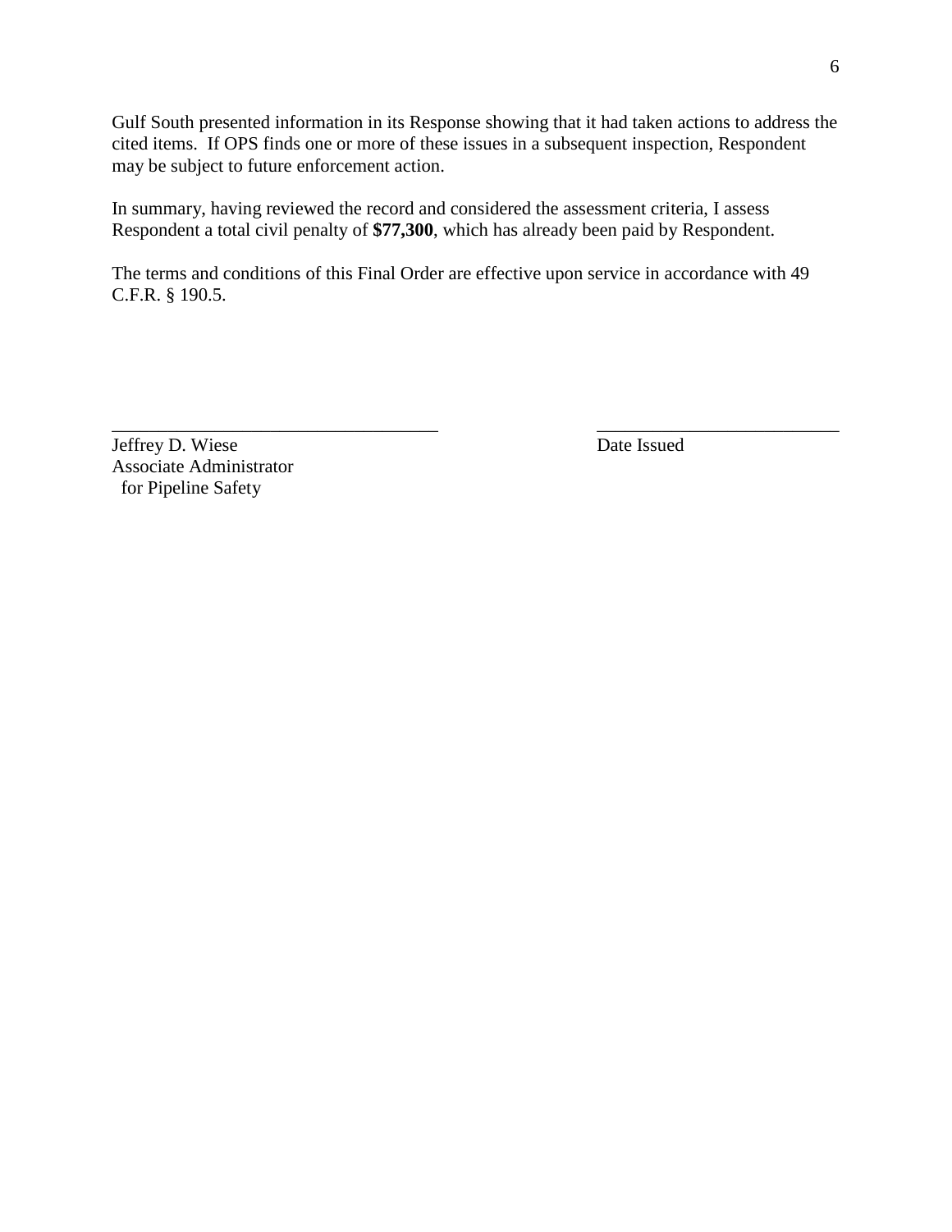Gulf South presented information in its Response showing that it had taken actions to address the cited items. If OPS finds one or more of these issues in a subsequent inspection, Respondent may be subject to future enforcement action.

In summary, having reviewed the record and considered the assessment criteria, I assess Respondent a total civil penalty of **$77,300**, which has already been paid by Respondent.

The terms and conditions of this Final Order are effective upon service in accordance with 49 C.F.R. § 190.5.

\_\_\_\_\_\_\_\_\_\_\_\_\_\_\_\_\_\_\_\_\_\_\_\_\_\_\_\_\_\_\_\_\_\_\_\_
Jeffrey D. Wiese
Associate Administrator
for Pipeline Safety

\_\_\_\_\_\_\_\_\_\_\_\_\_\_\_\_\_\_\_\_\_\_\_\_\_\_\_
Date Issued